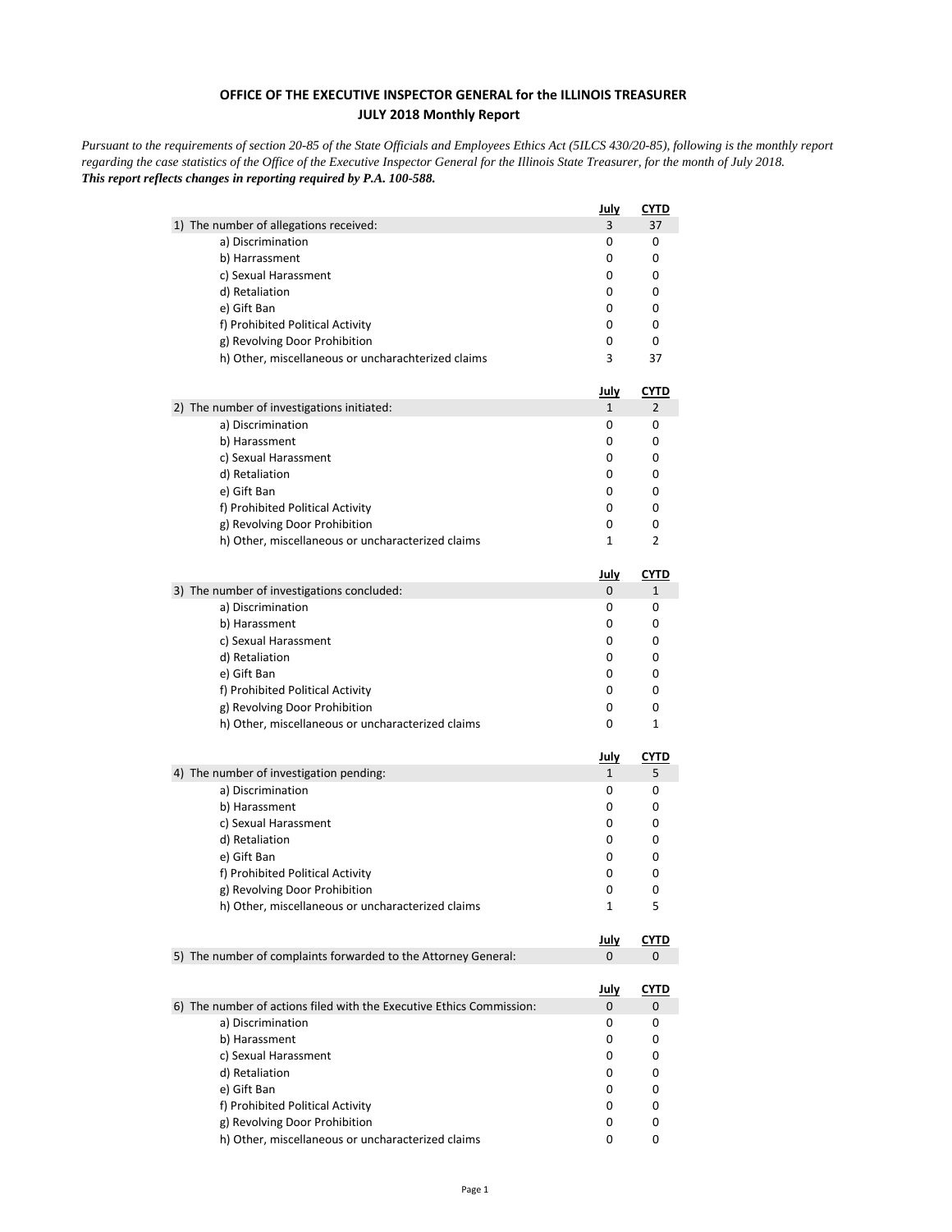**OFFICE OF THE EXECUTIVE INSPECTOR GENERAL for the ILLINOIS TREASURER**
**JULY 2018 Monthly Report**

*Pursuant to the requirements of section 20-85 of the State Officials and Employees Ethics Act (5ILCS 430/20-85), following is the monthly report regarding the case statistics of the Office of the Executive Inspector General for the Illinois State Treasurer, for the month of July 2018.*
***This report reflects changes in reporting required by P.A. 100-588.***

| | July | CYTD |
|---|---|---|
| 1) The number of allegations received: | 3 | 37 |
| a) Discrimination | 0 | 0 |
| b) Harrassment | 0 | 0 |
| c) Sexual Harassment | 0 | 0 |
| d) Retaliation | 0 | 0 |
| e) Gift Ban | 0 | 0 |
| f) Prohibited Political Activity | 0 | 0 |
| g) Revolving Door Prohibition | 0 | 0 |
| h) Other, miscellaneous or uncharachterized claims | 3 | 37 |

| | July | CYTD |
|---|---|---|
| 2) The number of investigations initiated: | 1 | 2 |
| a) Discrimination | 0 | 0 |
| b) Harassment | 0 | 0 |
| c) Sexual Harassment | 0 | 0 |
| d) Retaliation | 0 | 0 |
| e) Gift Ban | 0 | 0 |
| f) Prohibited Political Activity | 0 | 0 |
| g) Revolving Door Prohibition | 0 | 0 |
| h) Other, miscellaneous or uncharacterized claims | 1 | 2 |

| | July | CYTD |
|---|---|---|
| 3) The number of investigations concluded: | 0 | 1 |
| a) Discrimination | 0 | 0 |
| b) Harassment | 0 | 0 |
| c) Sexual Harassment | 0 | 0 |
| d) Retaliation | 0 | 0 |
| e) Gift Ban | 0 | 0 |
| f) Prohibited Political Activity | 0 | 0 |
| g) Revolving Door Prohibition | 0 | 0 |
| h) Other, miscellaneous or uncharacterized claims | 0 | 1 |

| | July | CYTD |
|---|---|---|
| 4) The number of investigation pending: | 1 | 5 |
| a) Discrimination | 0 | 0 |
| b) Harassment | 0 | 0 |
| c) Sexual Harassment | 0 | 0 |
| d) Retaliation | 0 | 0 |
| e) Gift Ban | 0 | 0 |
| f) Prohibited Political Activity | 0 | 0 |
| g) Revolving Door Prohibition | 0 | 0 |
| h) Other, miscellaneous or uncharacterized claims | 1 | 5 |

| | July | CYTD |
|---|---|---|
| 5) The number of complaints forwarded to the Attorney General: | 0 | 0 |

| | July | CYTD |
|---|---|---|
| 6) The number of actions filed with the Executive Ethics Commission: | 0 | 0 |
| a) Discrimination | 0 | 0 |
| b) Harassment | 0 | 0 |
| c) Sexual Harassment | 0 | 0 |
| d) Retaliation | 0 | 0 |
| e) Gift Ban | 0 | 0 |
| f) Prohibited Political Activity | 0 | 0 |
| g) Revolving Door Prohibition | 0 | 0 |
| h) Other, miscellaneous or uncharacterized claims | 0 | 0 |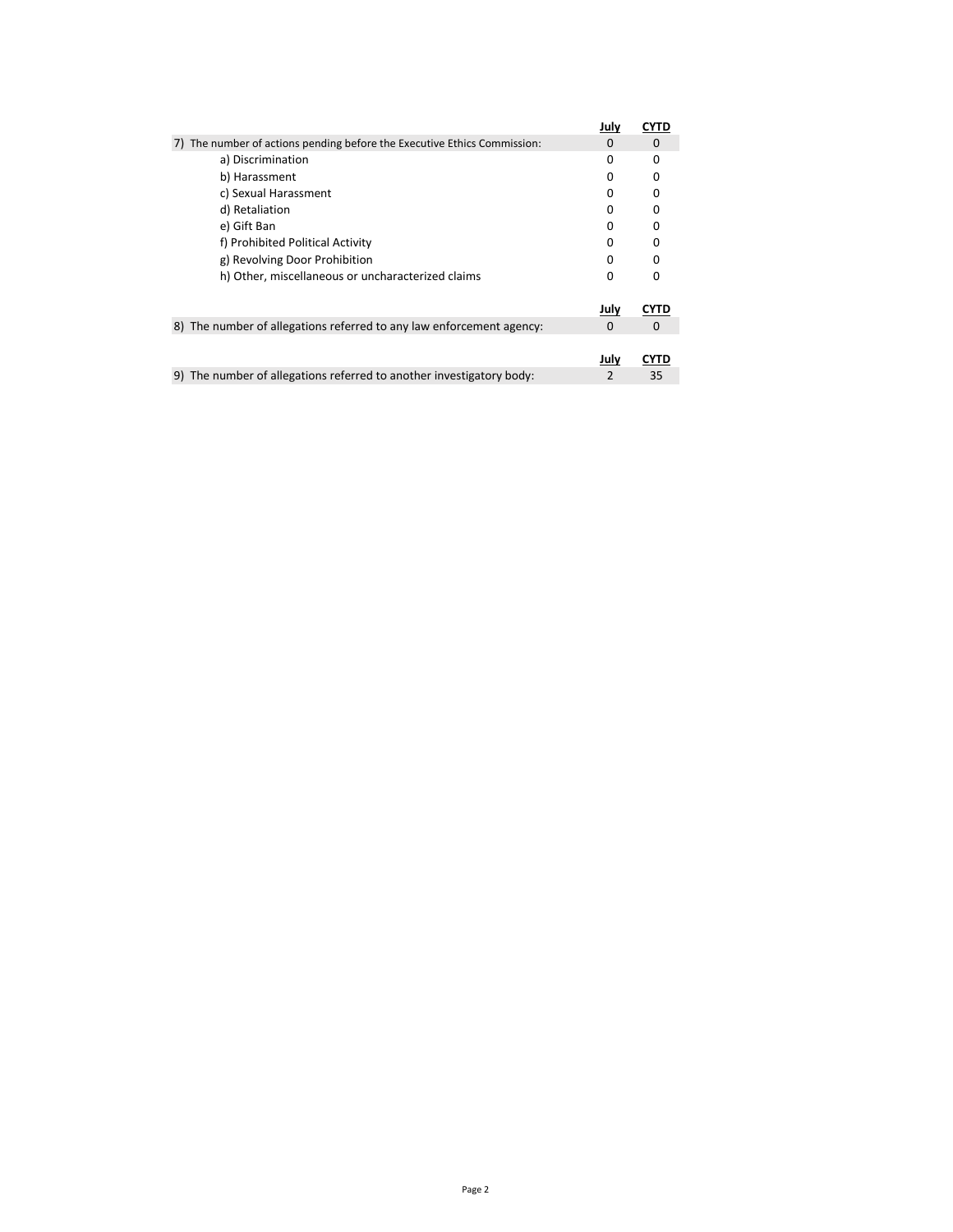| | July | CYTD |
|---|---|---|
| 7) The number of actions pending before the Executive Ethics Commission: | 0 | 0 |
| a) Discrimination | 0 | 0 |
| b) Harassment | 0 | 0 |
| c) Sexual Harassment | 0 | 0 |
| d) Retaliation | 0 | 0 |
| e) Gift Ban | 0 | 0 |
| f) Prohibited Political Activity | 0 | 0 |
| g) Revolving Door Prohibition | 0 | 0 |
| h) Other, miscellaneous or uncharacterized claims | 0 | 0 |

| | July | CYTD |
|---|---|---|
| 8) The number of allegations referred to any law enforcement agency: | 0 | 0 |

| | July | CYTD |
|---|---|---|
| 9) The number of allegations referred to another investigatory body: | 2 | 35 |